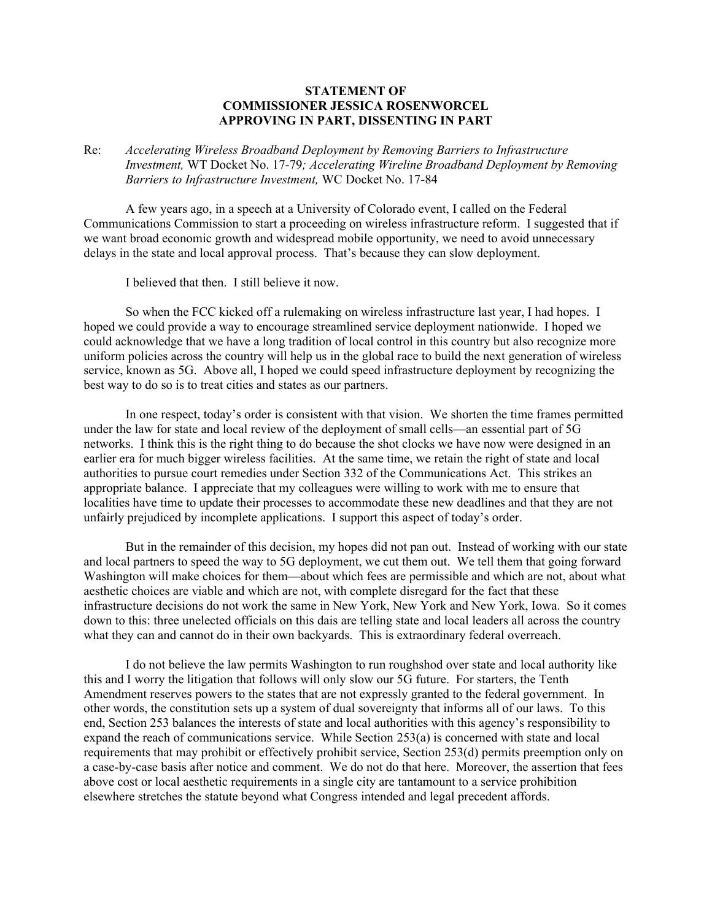**STATEMENT OF**
**COMMISSIONER JESSICA ROSENWORCEL**
**APPROVING IN PART, DISSENTING IN PART**

Re: *Accelerating Wireless Broadband Deployment by Removing Barriers to Infrastructure Investment,* WT Docket No. 17-79*; Accelerating Wireline Broadband Deployment by Removing Barriers to Infrastructure Investment,* WC Docket No. 17-84

A few years ago, in a speech at a University of Colorado event, I called on the Federal Communications Commission to start a proceeding on wireless infrastructure reform. I suggested that if we want broad economic growth and widespread mobile opportunity, we need to avoid unnecessary delays in the state and local approval process. That's because they can slow deployment.

I believed that then. I still believe it now.

So when the FCC kicked off a rulemaking on wireless infrastructure last year, I had hopes. I hoped we could provide a way to encourage streamlined service deployment nationwide. I hoped we could acknowledge that we have a long tradition of local control in this country but also recognize more uniform policies across the country will help us in the global race to build the next generation of wireless service, known as 5G. Above all, I hoped we could speed infrastructure deployment by recognizing the best way to do so is to treat cities and states as our partners.

In one respect, today's order is consistent with that vision. We shorten the time frames permitted under the law for state and local review of the deployment of small cells—an essential part of 5G networks. I think this is the right thing to do because the shot clocks we have now were designed in an earlier era for much bigger wireless facilities. At the same time, we retain the right of state and local authorities to pursue court remedies under Section 332 of the Communications Act. This strikes an appropriate balance. I appreciate that my colleagues were willing to work with me to ensure that localities have time to update their processes to accommodate these new deadlines and that they are not unfairly prejudiced by incomplete applications. I support this aspect of today's order.

But in the remainder of this decision, my hopes did not pan out. Instead of working with our state and local partners to speed the way to 5G deployment, we cut them out. We tell them that going forward Washington will make choices for them—about which fees are permissible and which are not, about what aesthetic choices are viable and which are not, with complete disregard for the fact that these infrastructure decisions do not work the same in New York, New York and New York, Iowa. So it comes down to this: three unelected officials on this dais are telling state and local leaders all across the country what they can and cannot do in their own backyards. This is extraordinary federal overreach.

I do not believe the law permits Washington to run roughshod over state and local authority like this and I worry the litigation that follows will only slow our 5G future. For starters, the Tenth Amendment reserves powers to the states that are not expressly granted to the federal government. In other words, the constitution sets up a system of dual sovereignty that informs all of our laws. To this end, Section 253 balances the interests of state and local authorities with this agency's responsibility to expand the reach of communications service. While Section 253(a) is concerned with state and local requirements that may prohibit or effectively prohibit service, Section 253(d) permits preemption only on a case-by-case basis after notice and comment. We do not do that here. Moreover, the assertion that fees above cost or local aesthetic requirements in a single city are tantamount to a service prohibition elsewhere stretches the statute beyond what Congress intended and legal precedent affords.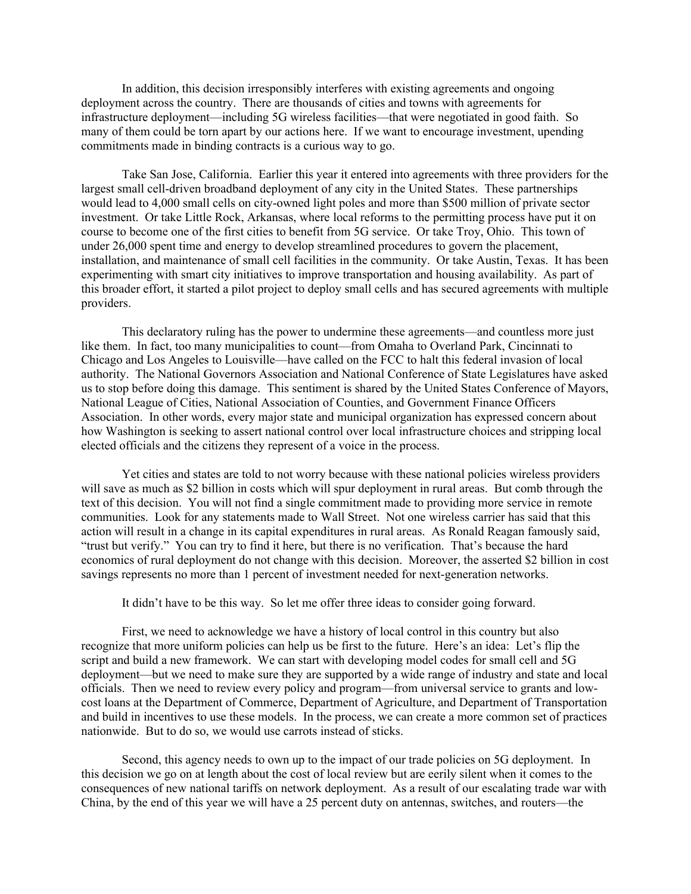In addition, this decision irresponsibly interferes with existing agreements and ongoing deployment across the country. There are thousands of cities and towns with agreements for infrastructure deployment—including 5G wireless facilities—that were negotiated in good faith. So many of them could be torn apart by our actions here. If we want to encourage investment, upending commitments made in binding contracts is a curious way to go.

Take San Jose, California. Earlier this year it entered into agreements with three providers for the largest small cell-driven broadband deployment of any city in the United States. These partnerships would lead to 4,000 small cells on city-owned light poles and more than $500 million of private sector investment. Or take Little Rock, Arkansas, where local reforms to the permitting process have put it on course to become one of the first cities to benefit from 5G service. Or take Troy, Ohio. This town of under 26,000 spent time and energy to develop streamlined procedures to govern the placement, installation, and maintenance of small cell facilities in the community. Or take Austin, Texas. It has been experimenting with smart city initiatives to improve transportation and housing availability. As part of this broader effort, it started a pilot project to deploy small cells and has secured agreements with multiple providers.

This declaratory ruling has the power to undermine these agreements—and countless more just like them. In fact, too many municipalities to count—from Omaha to Overland Park, Cincinnati to Chicago and Los Angeles to Louisville—have called on the FCC to halt this federal invasion of local authority. The National Governors Association and National Conference of State Legislatures have asked us to stop before doing this damage. This sentiment is shared by the United States Conference of Mayors, National League of Cities, National Association of Counties, and Government Finance Officers Association. In other words, every major state and municipal organization has expressed concern about how Washington is seeking to assert national control over local infrastructure choices and stripping local elected officials and the citizens they represent of a voice in the process.

Yet cities and states are told to not worry because with these national policies wireless providers will save as much as $2 billion in costs which will spur deployment in rural areas. But comb through the text of this decision. You will not find a single commitment made to providing more service in remote communities. Look for any statements made to Wall Street. Not one wireless carrier has said that this action will result in a change in its capital expenditures in rural areas. As Ronald Reagan famously said, "trust but verify." You can try to find it here, but there is no verification. That's because the hard economics of rural deployment do not change with this decision. Moreover, the asserted $2 billion in cost savings represents no more than 1 percent of investment needed for next-generation networks.

It didn't have to be this way. So let me offer three ideas to consider going forward.

First, we need to acknowledge we have a history of local control in this country but also recognize that more uniform policies can help us be first to the future. Here's an idea: Let's flip the script and build a new framework. We can start with developing model codes for small cell and 5G deployment—but we need to make sure they are supported by a wide range of industry and state and local officials. Then we need to review every policy and program—from universal service to grants and low-cost loans at the Department of Commerce, Department of Agriculture, and Department of Transportation and build in incentives to use these models. In the process, we can create a more common set of practices nationwide. But to do so, we would use carrots instead of sticks.

Second, this agency needs to own up to the impact of our trade policies on 5G deployment. In this decision we go on at length about the cost of local review but are eerily silent when it comes to the consequences of new national tariffs on network deployment. As a result of our escalating trade war with China, by the end of this year we will have a 25 percent duty on antennas, switches, and routers—the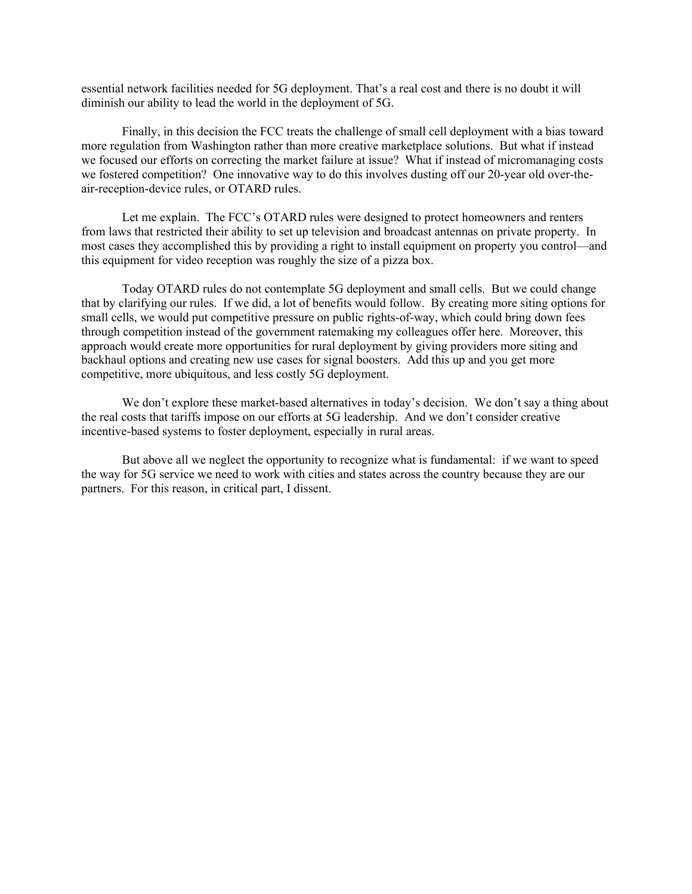essential network facilities needed for 5G deployment. That's a real cost and there is no doubt it will diminish our ability to lead the world in the deployment of 5G.

Finally, in this decision the FCC treats the challenge of small cell deployment with a bias toward more regulation from Washington rather than more creative marketplace solutions. But what if instead we focused our efforts on correcting the market failure at issue? What if instead of micromanaging costs we fostered competition? One innovative way to do this involves dusting off our 20-year old over-the-air-reception-device rules, or OTARD rules.

Let me explain. The FCC's OTARD rules were designed to protect homeowners and renters from laws that restricted their ability to set up television and broadcast antennas on private property. In most cases they accomplished this by providing a right to install equipment on property you control—and this equipment for video reception was roughly the size of a pizza box.

Today OTARD rules do not contemplate 5G deployment and small cells. But we could change that by clarifying our rules. If we did, a lot of benefits would follow. By creating more siting options for small cells, we would put competitive pressure on public rights-of-way, which could bring down fees through competition instead of the government ratemaking my colleagues offer here. Moreover, this approach would create more opportunities for rural deployment by giving providers more siting and backhaul options and creating new use cases for signal boosters. Add this up and you get more competitive, more ubiquitous, and less costly 5G deployment.

We don't explore these market-based alternatives in today's decision. We don't say a thing about the real costs that tariffs impose on our efforts at 5G leadership. And we don't consider creative incentive-based systems to foster deployment, especially in rural areas.

But above all we neglect the opportunity to recognize what is fundamental: if we want to speed the way for 5G service we need to work with cities and states across the country because they are our partners. For this reason, in critical part, I dissent.